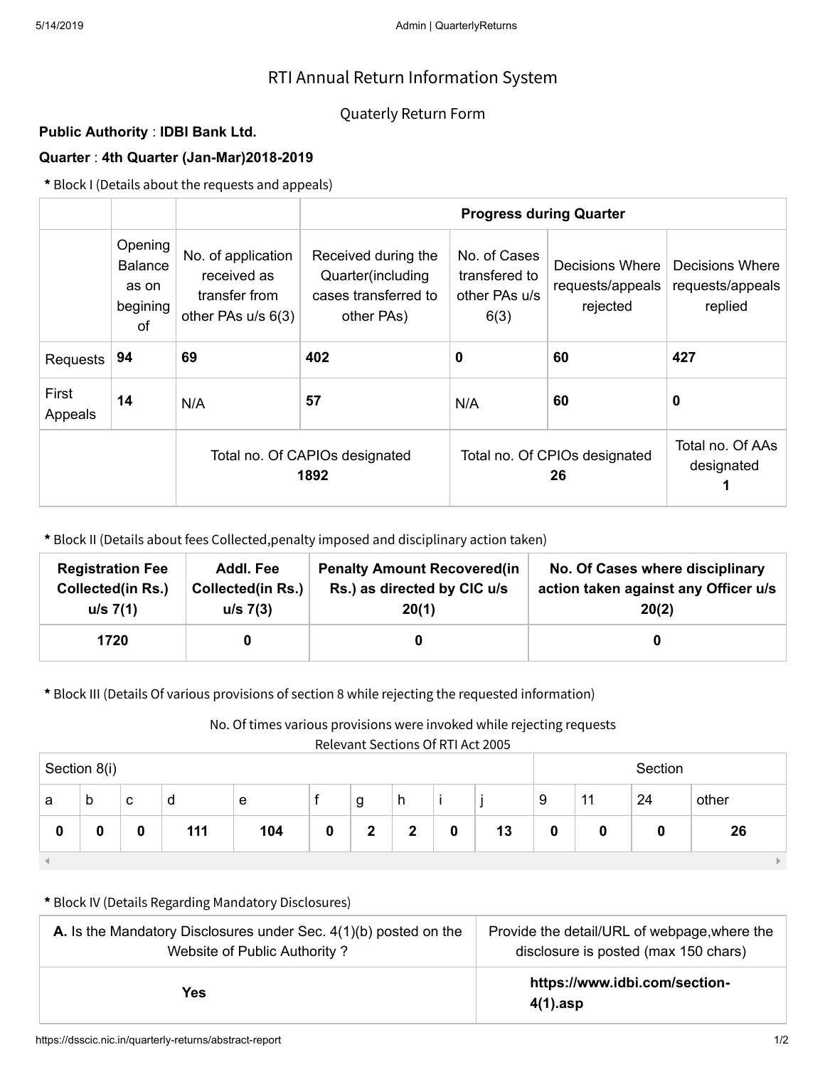# RTI Annual Return Information System

## Quaterly Return Form

**Public Authority** : **IDBI Bank Ltd.**

**Quarter** : **4th Quarter (Jan-Mar)2018-2019**

**\*** Block I (Details about the requests and appeals)

| | | | Progress during Quarter | | | |
|---|---|---|---|---|---|---|
| | Opening Balance as on begining of | No. of application received as transfer from other PAs u/s 6(3) | Received during the Quarter(including cases transferred to other PAs) | No. of Cases transfered to other PAs u/s 6(3) | Decisions Where requests/appeals rejected | Decisions Where requests/appeals replied |
| Requests | **94** | **69** | **402** | **0** | **60** | **427** |
| First Appeals | **14** | N/A | **57** | N/A | **60** | **0** |
| | Total no. Of CAPIOs designated **1892** | | | Total no. Of CPIOs designated **26** | | Total no. Of AAs designated **1** |

**\*** Block II (Details about fees Collected,penalty imposed and disciplinary action taken)

| Registration Fee Collected(in Rs.) u/s 7(1) | Addl. Fee Collected(in Rs.) u/s 7(3) | Penalty Amount Recovered(in Rs.) as directed by CIC u/s 20(1) | No. Of Cases where disciplinary action taken against any Officer u/s 20(2) |
|---|---|---|---|
| 1720 | 0 | 0 | 0 |

**\*** Block III (Details Of various provisions of section 8 while rejecting the requested information)

No. Of times various provisions were invoked while rejecting requests

Relevant Sections Of RTI Act 2005

| Section 8(i) | | | | | | | | | | Section | | | |
|---|---|---|---|---|---|---|---|---|---|---|---|---|---|
| a | b | c | d | e | f | g | h | i | j | 9 | 11 | 24 | other |
| **0** | **0** | **0** | **111** | **104** | **0** | **2** | **2** | **0** | **13** | **0** | **0** | **0** | **26** |

**\*** Block IV (Details Regarding Mandatory Disclosures)

| **A.** Is the Mandatory Disclosures under Sec. 4(1)(b) posted on the Website of Public Authority ? | Provide the detail/URL of webpage,where the disclosure is posted (max 150 chars) |
|---|---|
| **Yes** | **https://www.idbi.com/section-4(1).asp** |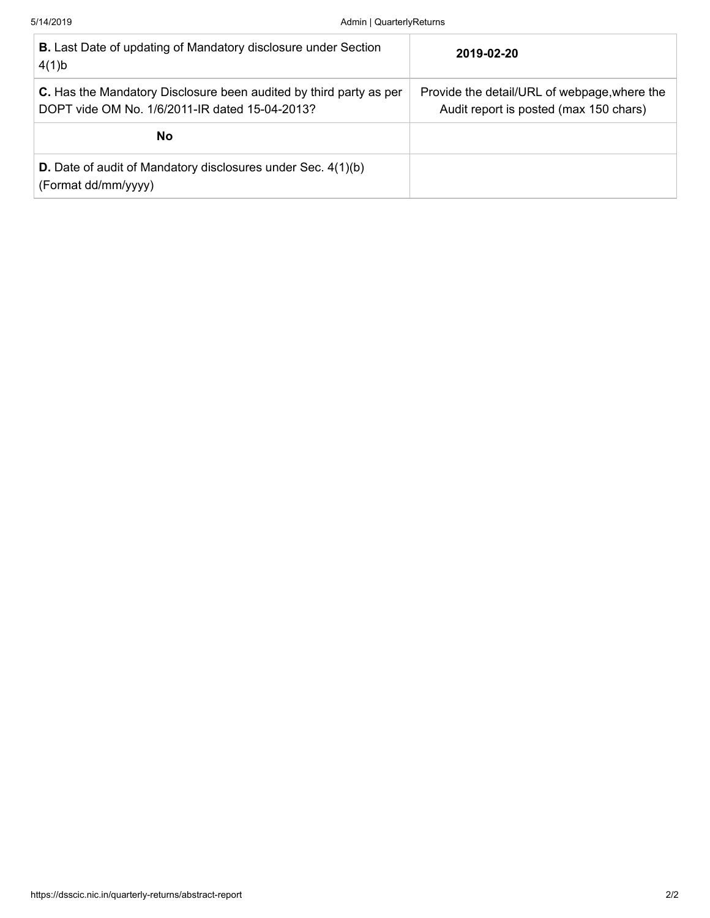| | |
|---|---|
| **B.** Last Date of updating of Mandatory disclosure under Section 4(1)b | **2019-02-20** |
| **C.** Has the Mandatory Disclosure been audited by third party as per DOPT vide OM No. 1/6/2011-IR dated 15-04-2013? | Provide the detail/URL of webpage,where the Audit report is posted (max 150 chars) |
| **No** | |
| **D.** Date of audit of Mandatory disclosures under Sec. 4(1)(b) (Format dd/mm/yyyy) | |